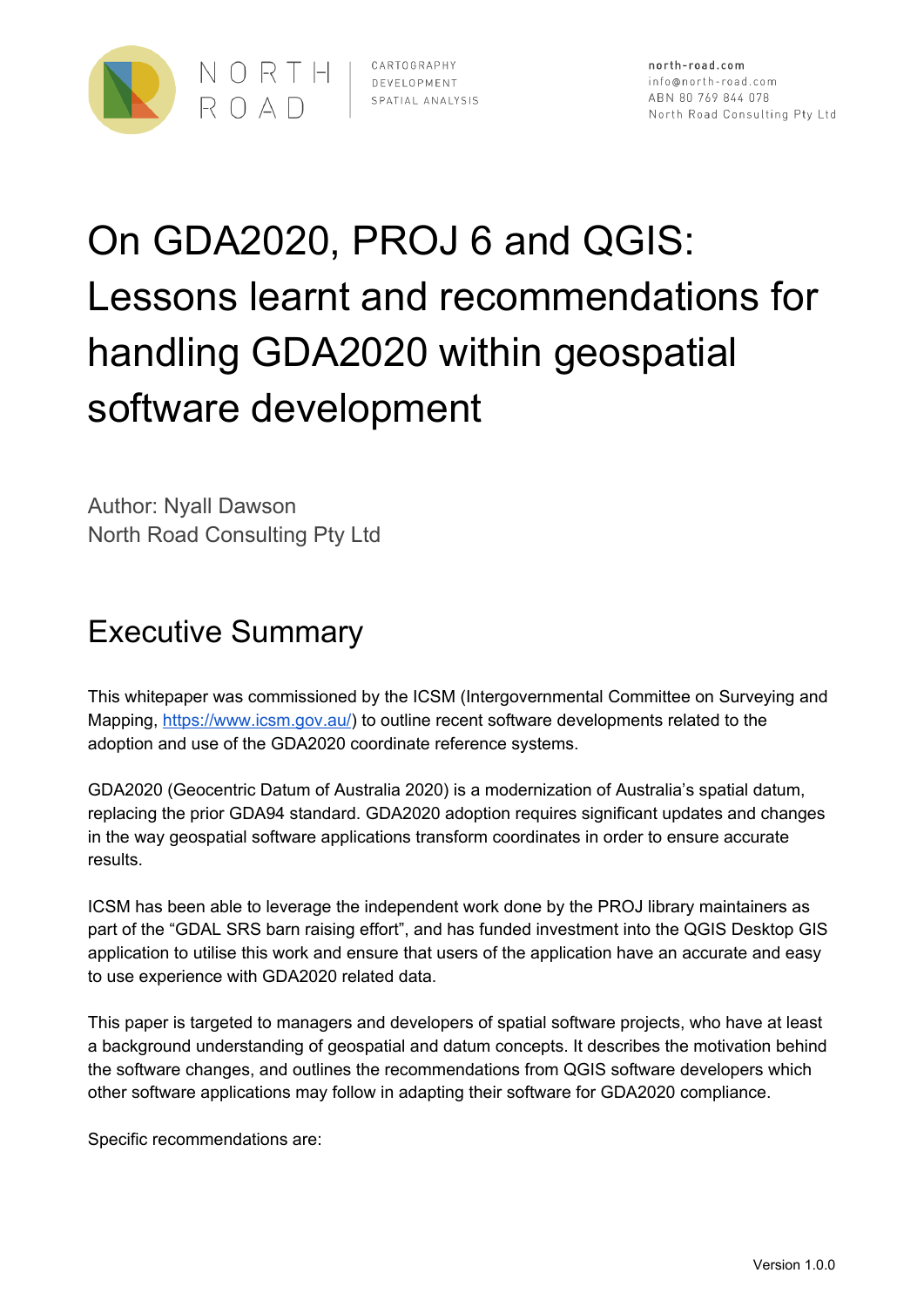NORTH ROAD

CARTOGRAPHY
DEVELOPMENT
SPATIAL ANALYSIS

north-road.com
info@north-road.com
ABN 80 769 844 078
North Road Consulting Pty Ltd

# On GDA2020, PROJ 6 and QGIS: Lessons learnt and recommendations for handling GDA2020 within geospatial software development

Author: Nyall Dawson
North Road Consulting Pty Ltd

## Executive Summary

This whitepaper was commissioned by the ICSM (Intergovernmental Committee on Surveying and Mapping, https://www.icsm.gov.au/) to outline recent software developments related to the adoption and use of the GDA2020 coordinate reference systems.

GDA2020 (Geocentric Datum of Australia 2020) is a modernization of Australia's spatial datum, replacing the prior GDA94 standard. GDA2020 adoption requires significant updates and changes in the way geospatial software applications transform coordinates in order to ensure accurate results.

ICSM has been able to leverage the independent work done by the PROJ library maintainers as part of the "GDAL SRS barn raising effort", and has funded investment into the QGIS Desktop GIS application to utilise this work and ensure that users of the application have an accurate and easy to use experience with GDA2020 related data.

This paper is targeted to managers and developers of spatial software projects, who have at least a background understanding of geospatial and datum concepts. It describes the motivation behind the software changes, and outlines the recommendations from QGIS software developers which other software applications may follow in adapting their software for GDA2020 compliance.

Specific recommendations are:

Version 1.0.0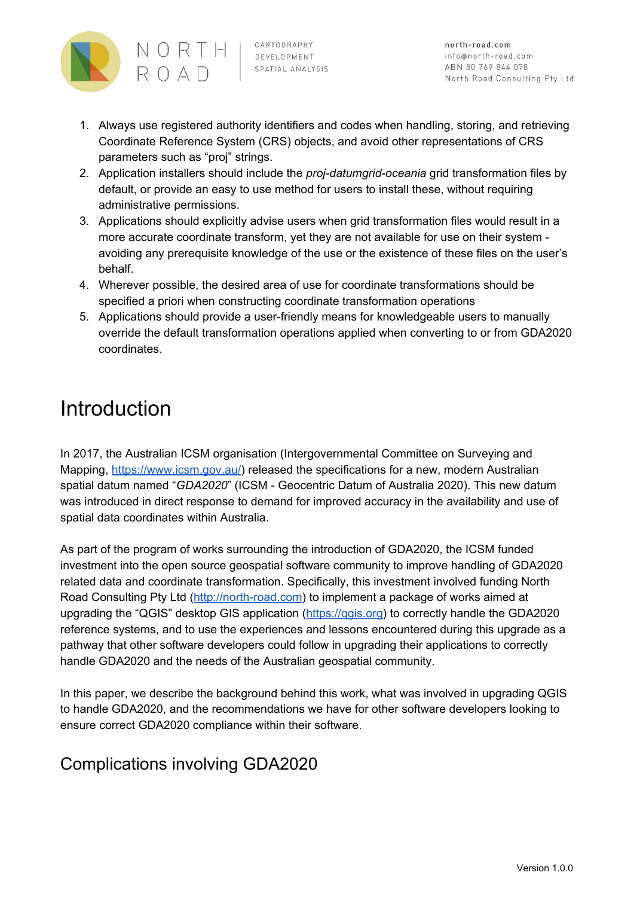1. Always use registered authority identifiers and codes when handling, storing, and retrieving Coordinate Reference System (CRS) objects, and avoid other representations of CRS parameters such as “proj” strings.
2. Application installers should include the *proj-datumgrid-oceania* grid transformation files by default, or provide an easy to use method for users to install these, without requiring administrative permissions.
3. Applications should explicitly advise users when grid transformation files would result in a more accurate coordinate transform, yet they are not available for use on their system - avoiding any prerequisite knowledge of the use or the existence of these files on the user’s behalf.
4. Wherever possible, the desired area of use for coordinate transformations should be specified a priori when constructing coordinate transformation operations
5. Applications should provide a user-friendly means for knowledgeable users to manually override the default transformation operations applied when converting to or from GDA2020 coordinates.

# Introduction

In 2017, the Australian ICSM organisation (Intergovernmental Committee on Surveying and Mapping, [https://www.icsm.gov.au/](https://www.icsm.gov.au/)) released the specifications for a new, modern Australian spatial datum named “*GDA2020*” (ICSM - Geocentric Datum of Australia 2020). This new datum was introduced in direct response to demand for improved accuracy in the availability and use of spatial data coordinates within Australia.

As part of the program of works surrounding the introduction of GDA2020, the ICSM funded investment into the open source geospatial software community to improve handling of GDA2020 related data and coordinate transformation. Specifically, this investment involved funding North Road Consulting Pty Ltd ([http://north-road.com](http://north-road.com)) to implement a package of works aimed at upgrading the “QGIS” desktop GIS application ([https://qgis.org](https://qgis.org)) to correctly handle the GDA2020 reference systems, and to use the experiences and lessons encountered during this upgrade as a pathway that other software developers could follow in upgrading their applications to correctly handle GDA2020 and the needs of the Australian geospatial community.

In this paper, we describe the background behind this work, what was involved in upgrading QGIS to handle GDA2020, and the recommendations we have for other software developers looking to ensure correct GDA2020 compliance within their software.

## Complications involving GDA2020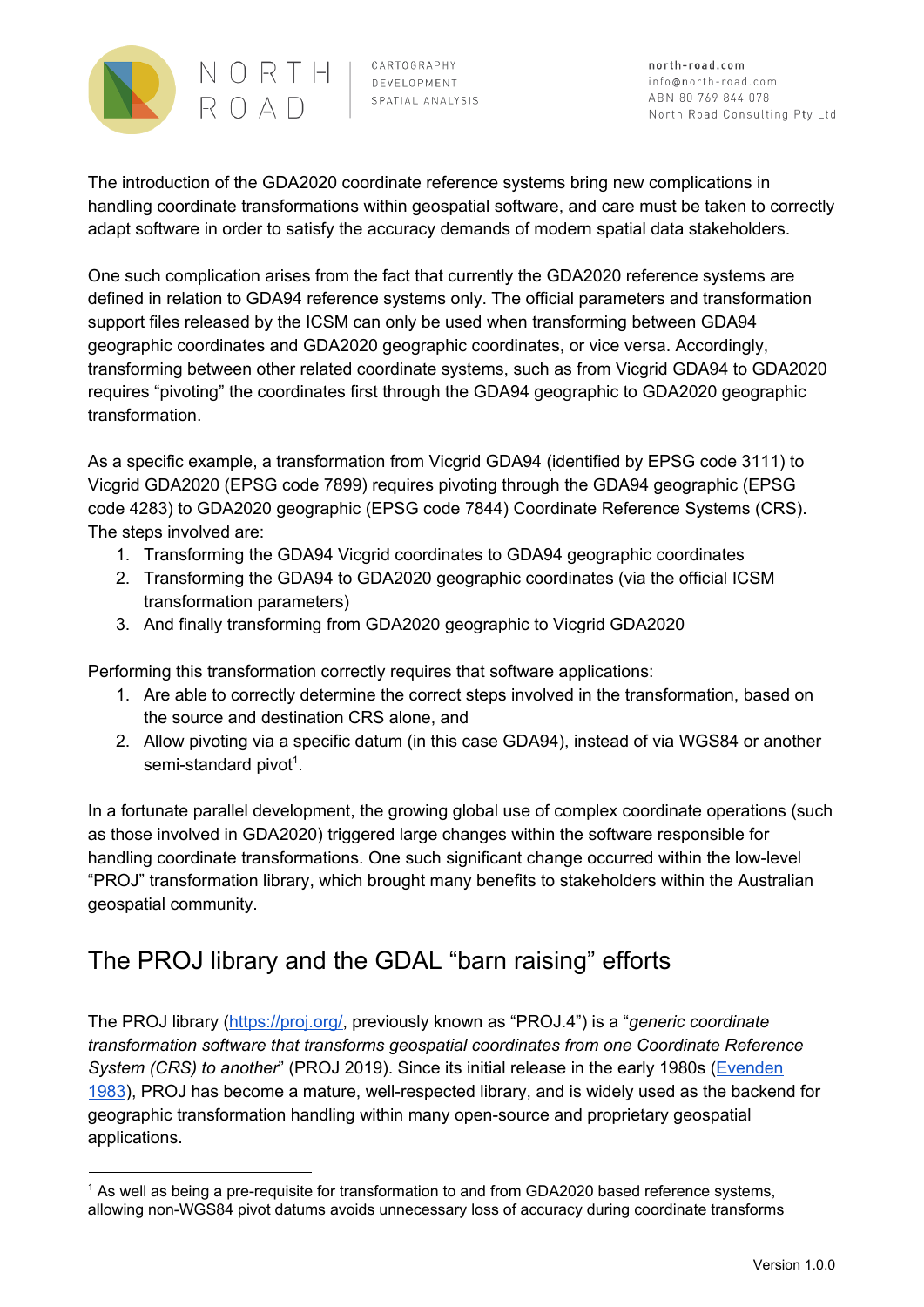The introduction of the GDA2020 coordinate reference systems bring new complications in handling coordinate transformations within geospatial software, and care must be taken to correctly adapt software in order to satisfy the accuracy demands of modern spatial data stakeholders.

One such complication arises from the fact that currently the GDA2020 reference systems are defined in relation to GDA94 reference systems only. The official parameters and transformation support files released by the ICSM can only be used when transforming between GDA94 geographic coordinates and GDA2020 geographic coordinates, or vice versa. Accordingly, transforming between other related coordinate systems, such as from Vicgrid GDA94 to GDA2020 requires "pivoting" the coordinates first through the GDA94 geographic to GDA2020 geographic transformation.

As a specific example, a transformation from Vicgrid GDA94 (identified by EPSG code 3111) to Vicgrid GDA2020 (EPSG code 7899) requires pivoting through the GDA94 geographic (EPSG code 4283) to GDA2020 geographic (EPSG code 7844) Coordinate Reference Systems (CRS). The steps involved are:

1. Transforming the GDA94 Vicgrid coordinates to GDA94 geographic coordinates
2. Transforming the GDA94 to GDA2020 geographic coordinates (via the official ICSM transformation parameters)
3. And finally transforming from GDA2020 geographic to Vicgrid GDA2020

Performing this transformation correctly requires that software applications:

1. Are able to correctly determine the correct steps involved in the transformation, based on the source and destination CRS alone, and
2. Allow pivoting via a specific datum (in this case GDA94), instead of via WGS84 or another semi-standard pivot[1].

In a fortunate parallel development, the growing global use of complex coordinate operations (such as those involved in GDA2020) triggered large changes within the software responsible for handling coordinate transformations. One such significant change occurred within the low-level "PROJ" transformation library, which brought many benefits to stakeholders within the Australian geospatial community.

## The PROJ library and the GDAL "barn raising" efforts

The PROJ library ([https://proj.org/](https://proj.org/), previously known as "PROJ.4") is a "*generic coordinate transformation software that transforms geospatial coordinates from one Coordinate Reference System (CRS) to another*" (PROJ 2019). Since its initial release in the early 1980s ([Evenden 1983](#)), PROJ has become a mature, well-respected library, and is widely used as the backend for geographic transformation handling within many open-source and proprietary geospatial applications.

---

[1] As well as being a pre-requisite for transformation to and from GDA2020 based reference systems, allowing non-WGS84 pivot datums avoids unnecessary loss of accuracy during coordinate transforms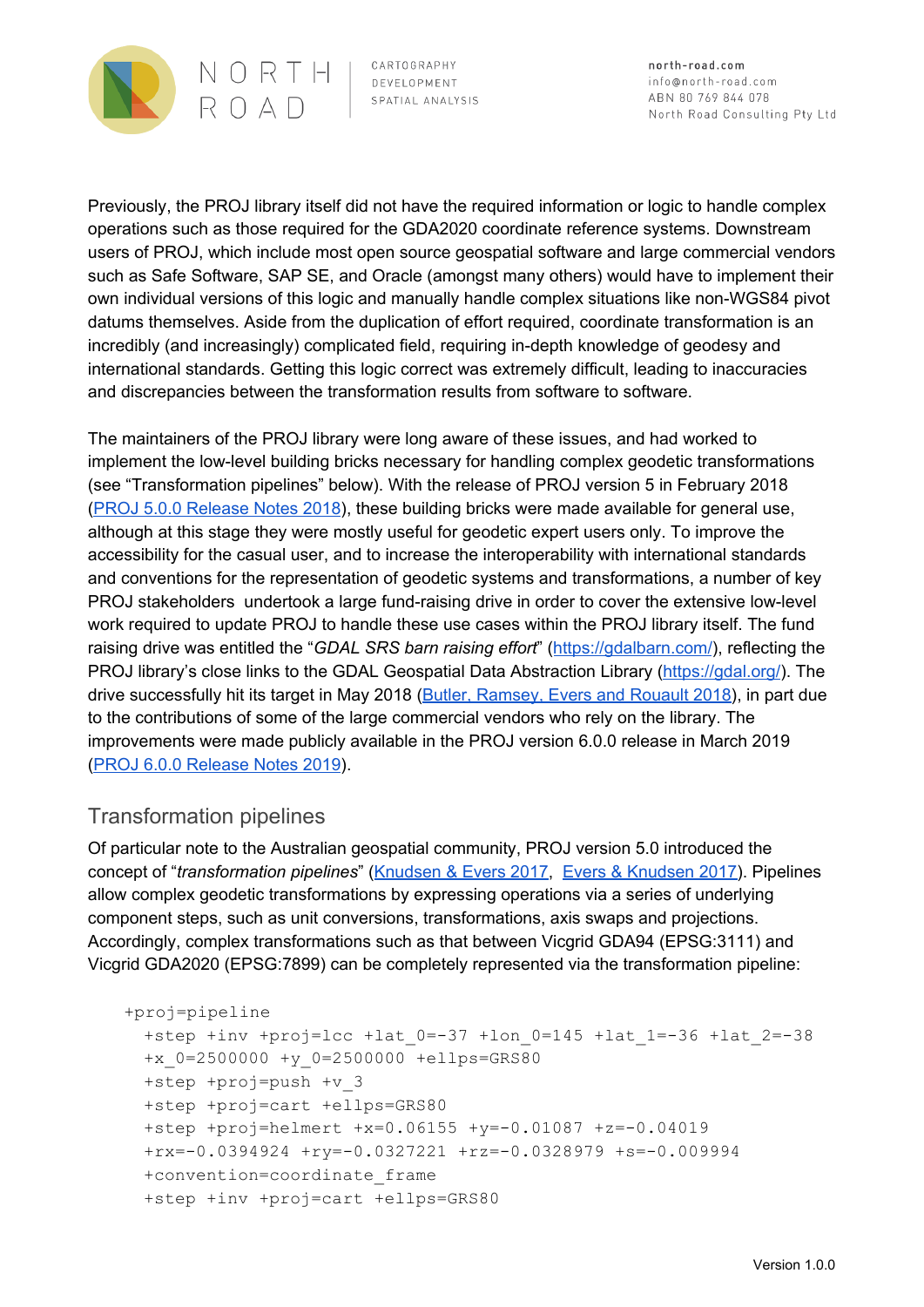Previously, the PROJ library itself did not have the required information or logic to handle complex operations such as those required for the GDA2020 coordinate reference systems. Downstream users of PROJ, which include most open source geospatial software and large commercial vendors such as Safe Software, SAP SE, and Oracle (amongst many others) would have to implement their own individual versions of this logic and manually handle complex situations like non-WGS84 pivot datums themselves. Aside from the duplication of effort required, coordinate transformation is an incredibly (and increasingly) complicated field, requiring in-depth knowledge of geodesy and international standards. Getting this logic correct was extremely difficult, leading to inaccuracies and discrepancies between the transformation results from software to software.

The maintainers of the PROJ library were long aware of these issues, and had worked to implement the low-level building bricks necessary for handling complex geodetic transformations (see "Transformation pipelines" below). With the release of PROJ version 5 in February 2018 (PROJ 5.0.0 Release Notes 2018), these building bricks were made available for general use, although at this stage they were mostly useful for geodetic expert users only. To improve the accessibility for the casual user, and to increase the interoperability with international standards and conventions for the representation of geodetic systems and transformations, a number of key PROJ stakeholders undertook a large fund-raising drive in order to cover the extensive low-level work required to update PROJ to handle these use cases within the PROJ library itself. The fund raising drive was entitled the "*GDAL SRS barn raising effort*" (https://gdalbarn.com/), reflecting the PROJ library's close links to the GDAL Geospatial Data Abstraction Library (https://gdal.org/). The drive successfully hit its target in May 2018 (Butler, Ramsey, Evers and Rouault 2018), in part due to the contributions of some of the large commercial vendors who rely on the library. The improvements were made publicly available in the PROJ version 6.0.0 release in March 2019 (PROJ 6.0.0 Release Notes 2019).

## Transformation pipelines

Of particular note to the Australian geospatial community, PROJ version 5.0 introduced the concept of "*transformation pipelines*" (Knudsen & Evers 2017, Evers & Knudsen 2017). Pipelines allow complex geodetic transformations by expressing operations via a series of underlying component steps, such as unit conversions, transformations, axis swaps and projections. Accordingly, complex transformations such as that between Vicgrid GDA94 (EPSG:3111) and Vicgrid GDA2020 (EPSG:7899) can be completely represented via the transformation pipeline:

```
+proj=pipeline
  +step +inv +proj=lcc +lat_0=-37 +lon_0=145 +lat_1=-36 +lat_2=-38
  +x_0=2500000 +y_0=2500000 +ellps=GRS80
  +step +proj=push +v_3
  +step +proj=cart +ellps=GRS80
  +step +proj=helmert +x=0.06155 +y=-0.01087 +z=-0.04019
  +rx=-0.0394924 +ry=-0.0327221 +rz=-0.0328979 +s=-0.009994
  +convention=coordinate_frame
  +step +inv +proj=cart +ellps=GRS80
```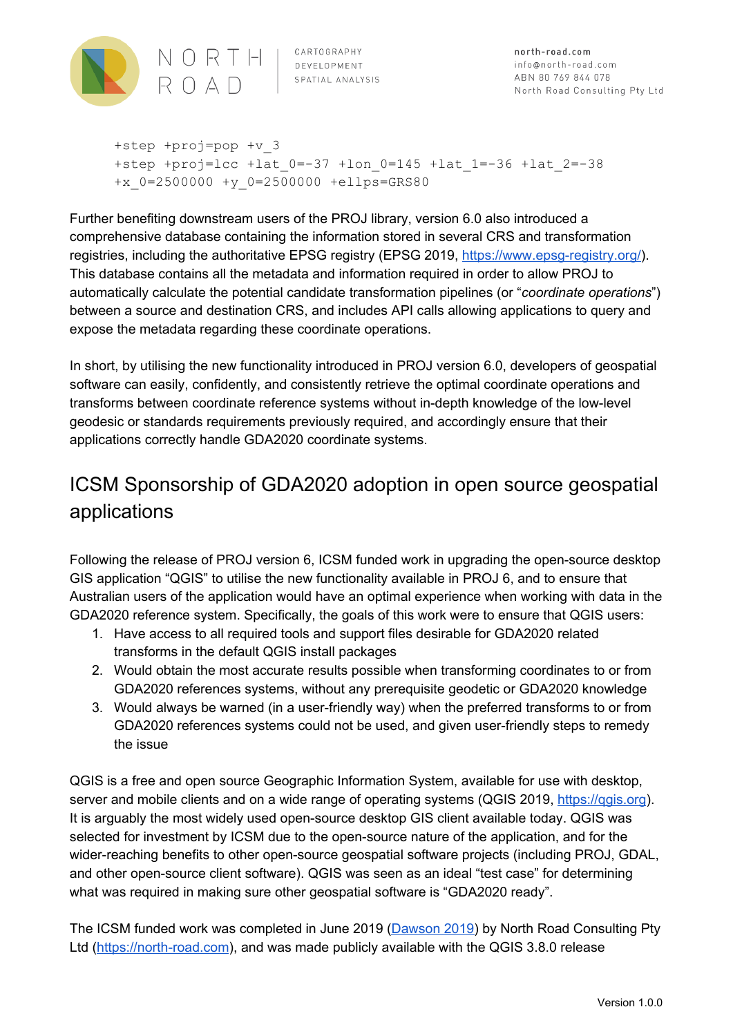```
+step +proj=pop +v_3
+step +proj=lcc +lat_0=-37 +lon_0=145 +lat_1=-36 +lat_2=-38
+x_0=2500000 +y_0=2500000 +ellps=GRS80
```

Further benefiting downstream users of the PROJ library, version 6.0 also introduced a comprehensive database containing the information stored in several CRS and transformation registries, including the authoritative EPSG registry (EPSG 2019, https://www.epsg-registry.org/). This database contains all the metadata and information required in order to allow PROJ to automatically calculate the potential candidate transformation pipelines (or "*coordinate operations*") between a source and destination CRS, and includes API calls allowing applications to query and expose the metadata regarding these coordinate operations.

In short, by utilising the new functionality introduced in PROJ version 6.0, developers of geospatial software can easily, confidently, and consistently retrieve the optimal coordinate operations and transforms between coordinate reference systems without in-depth knowledge of the low-level geodesic or standards requirements previously required, and accordingly ensure that their applications correctly handle GDA2020 coordinate systems.

# ICSM Sponsorship of GDA2020 adoption in open source geospatial applications

Following the release of PROJ version 6, ICSM funded work in upgrading the open-source desktop GIS application "QGIS" to utilise the new functionality available in PROJ 6, and to ensure that Australian users of the application would have an optimal experience when working with data in the GDA2020 reference system. Specifically, the goals of this work were to ensure that QGIS users:

1. Have access to all required tools and support files desirable for GDA2020 related transforms in the default QGIS install packages
2. Would obtain the most accurate results possible when transforming coordinates to or from GDA2020 references systems, without any prerequisite geodetic or GDA2020 knowledge
3. Would always be warned (in a user-friendly way) when the preferred transforms to or from GDA2020 references systems could not be used, and given user-friendly steps to remedy the issue

QGIS is a free and open source Geographic Information System, available for use with desktop, server and mobile clients and on a wide range of operating systems (QGIS 2019, https://qgis.org). It is arguably the most widely used open-source desktop GIS client available today. QGIS was selected for investment by ICSM due to the open-source nature of the application, and for the wider-reaching benefits to other open-source geospatial software projects (including PROJ, GDAL, and other open-source client software). QGIS was seen as an ideal "test case" for determining what was required in making sure other geospatial software is "GDA2020 ready".

The ICSM funded work was completed in June 2019 (Dawson 2019) by North Road Consulting Pty Ltd (https://north-road.com), and was made publicly available with the QGIS 3.8.0 release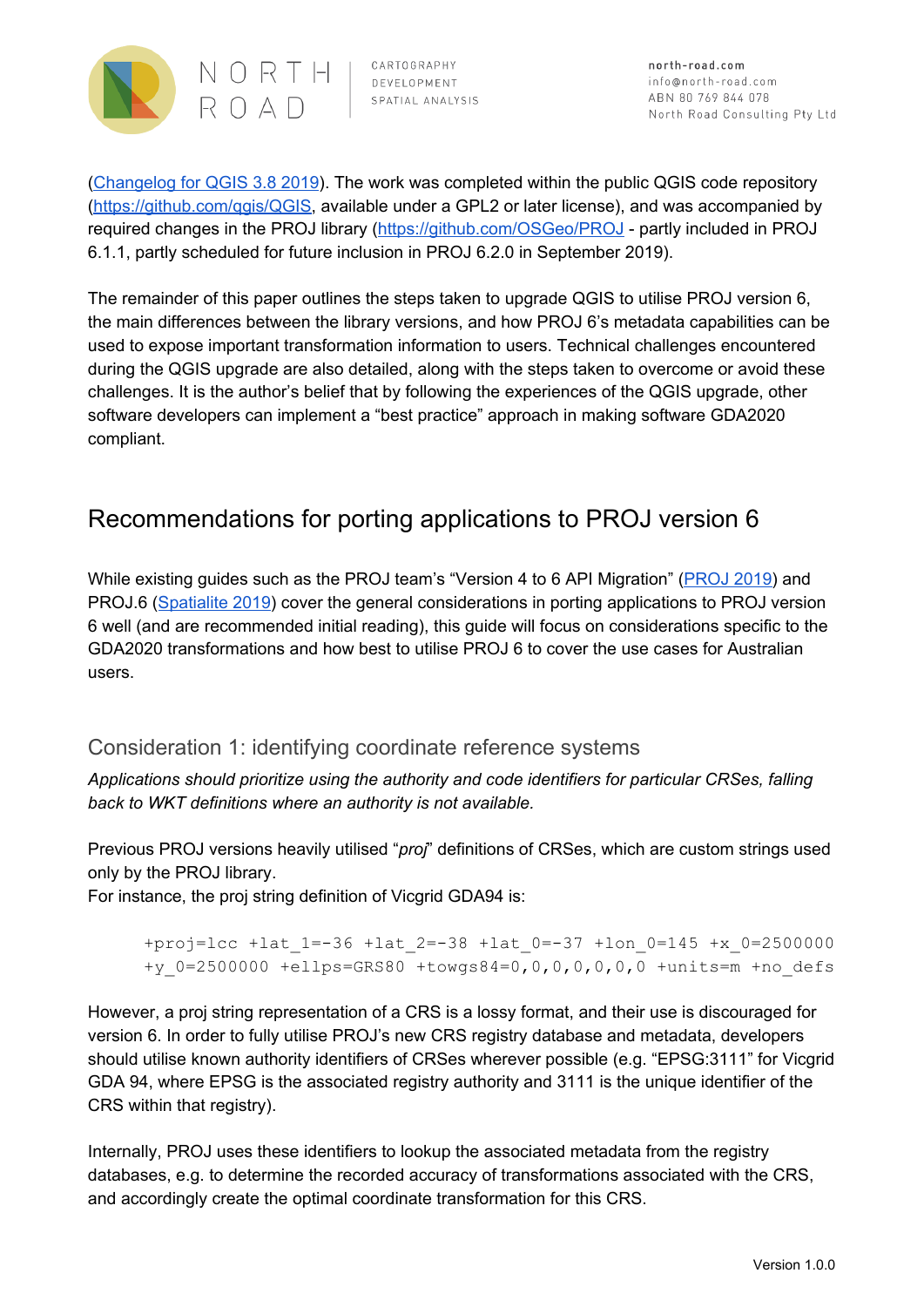([Changelog for QGIS 3.8 2019](#)). The work was completed within the public QGIS code repository ([https://github.com/qgis/QGIS](https://github.com/qgis/QGIS), available under a GPL2 or later license), and was accompanied by required changes in the PROJ library ([https://github.com/OSGeo/PROJ](https://github.com/OSGeo/PROJ) - partly included in PROJ 6.1.1, partly scheduled for future inclusion in PROJ 6.2.0 in September 2019).

The remainder of this paper outlines the steps taken to upgrade QGIS to utilise PROJ version 6, the main differences between the library versions, and how PROJ 6's metadata capabilities can be used to expose important transformation information to users. Technical challenges encountered during the QGIS upgrade are also detailed, along with the steps taken to overcome or avoid these challenges. It is the author's belief that by following the experiences of the QGIS upgrade, other software developers can implement a "best practice" approach in making software GDA2020 compliant.

# Recommendations for porting applications to PROJ version 6

While existing guides such as the PROJ team's "Version 4 to 6 API Migration" ([PROJ 2019](#)) and PROJ.6 ([Spatialite 2019](#)) cover the general considerations in porting applications to PROJ version 6 well (and are recommended initial reading), this guide will focus on considerations specific to the GDA2020 transformations and how best to utilise PROJ 6 to cover the use cases for Australian users.

## Consideration 1: identifying coordinate reference systems

*Applications should prioritize using the authority and code identifiers for particular CRSes, falling back to WKT definitions where an authority is not available.*

Previous PROJ versions heavily utilised "*proj*" definitions of CRSes, which are custom strings used only by the PROJ library.
For instance, the proj string definition of Vicgrid GDA94 is:

```
+proj=lcc +lat_1=-36 +lat_2=-38 +lat_0=-37 +lon_0=145 +x_0=2500000
+y_0=2500000 +ellps=GRS80 +towgs84=0,0,0,0,0,0,0 +units=m +no_defs
```

However, a proj string representation of a CRS is a lossy format, and their use is discouraged for version 6. In order to fully utilise PROJ's new CRS registry database and metadata, developers should utilise known authority identifiers of CRSes wherever possible (e.g. "EPSG:3111" for Vicgrid GDA 94, where EPSG is the associated registry authority and 3111 is the unique identifier of the CRS within that registry).

Internally, PROJ uses these identifiers to lookup the associated metadata from the registry databases, e.g. to determine the recorded accuracy of transformations associated with the CRS, and accordingly create the optimal coordinate transformation for this CRS.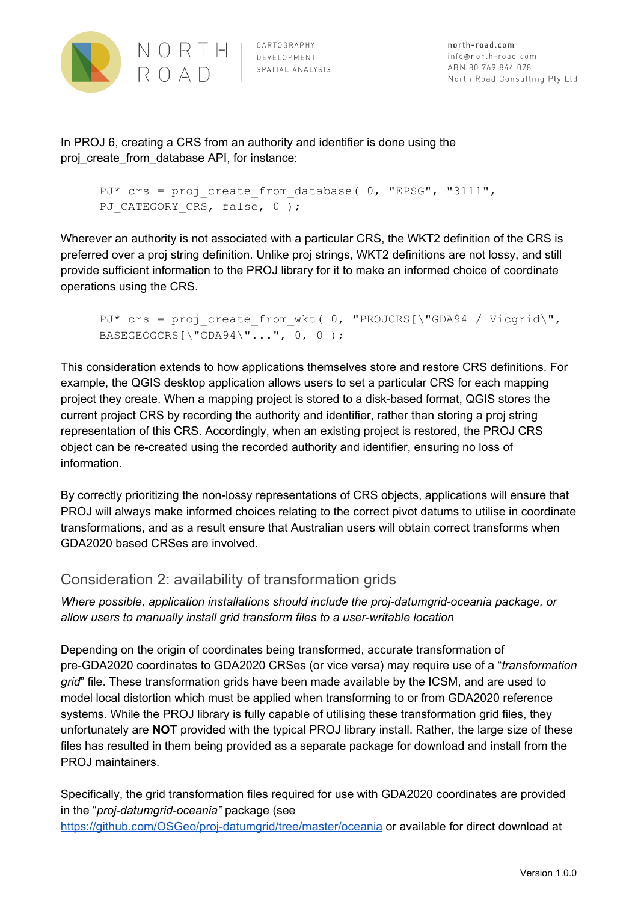In PROJ 6, creating a CRS from an authority and identifier is done using the proj_create_from_database API, for instance:

```
PJ* crs = proj_create_from_database( 0, "EPSG", "3111",
PJ_CATEGORY_CRS, false, 0 );
```

Wherever an authority is not associated with a particular CRS, the WKT2 definition of the CRS is preferred over a proj string definition. Unlike proj strings, WKT2 definitions are not lossy, and still provide sufficient information to the PROJ library for it to make an informed choice of coordinate operations using the CRS.

```
PJ* crs = proj_create_from_wkt( 0, "PROJCRS[\"GDA94 / Vicgrid\",
BASEGEOGCRS[\"GDA94\"...", 0, 0 );
```

This consideration extends to how applications themselves store and restore CRS definitions. For example, the QGIS desktop application allows users to set a particular CRS for each mapping project they create. When a mapping project is stored to a disk-based format, QGIS stores the current project CRS by recording the authority and identifier, rather than storing a proj string representation of this CRS. Accordingly, when an existing project is restored, the PROJ CRS object can be re-created using the recorded authority and identifier, ensuring no loss of information.

By correctly prioritizing the non-lossy representations of CRS objects, applications will ensure that PROJ will always make informed choices relating to the correct pivot datums to utilise in coordinate transformations, and as a result ensure that Australian users will obtain correct transforms when GDA2020 based CRSes are involved.

## Consideration 2: availability of transformation grids

*Where possible, application installations should include the proj-datumgrid-oceania package, or allow users to manually install grid transform files to a user-writable location*

Depending on the origin of coordinates being transformed, accurate transformation of pre-GDA2020 coordinates to GDA2020 CRSes (or vice versa) may require use of a "*transformation grid*" file. These transformation grids have been made available by the ICSM, and are used to model local distortion which must be applied when transforming to or from GDA2020 reference systems. While the PROJ library is fully capable of utilising these transformation grid files, they unfortunately are **NOT** provided with the typical PROJ library install. Rather, the large size of these files has resulted in them being provided as a separate package for download and install from the PROJ maintainers.

Specifically, the grid transformation files required for use with GDA2020 coordinates are provided in the "*proj-datumgrid-oceania"* package (see [https://github.com/OSGeo/proj-datumgrid/tree/master/oceania](https://github.com/OSGeo/proj-datumgrid/tree/master/oceania) or available for direct download at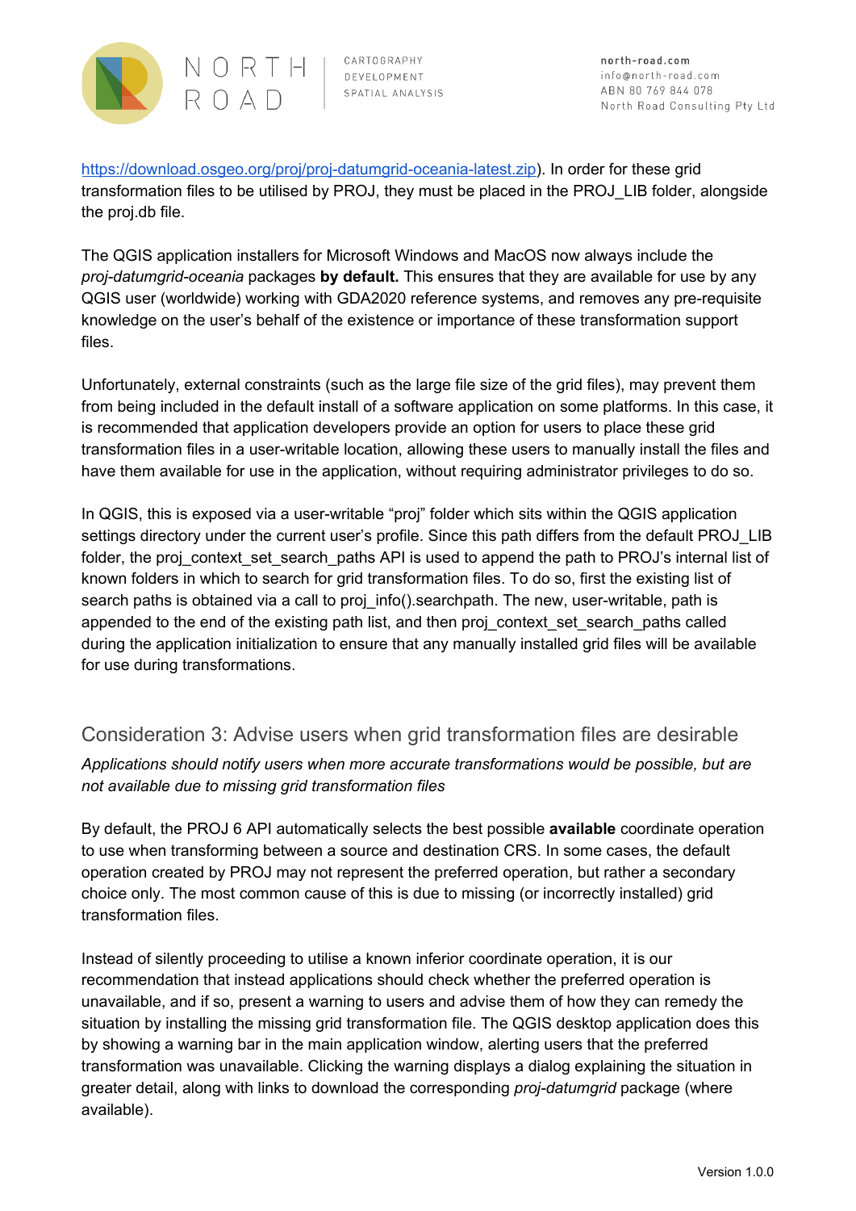https://download.osgeo.org/proj/proj-datumgrid-oceania-latest.zip). In order for these grid transformation files to be utilised by PROJ, they must be placed in the PROJ_LIB folder, alongside the proj.db file.

The QGIS application installers for Microsoft Windows and MacOS now always include the *proj-datumgrid-oceania* packages **by default.** This ensures that they are available for use by any QGIS user (worldwide) working with GDA2020 reference systems, and removes any pre-requisite knowledge on the user's behalf of the existence or importance of these transformation support files.

Unfortunately, external constraints (such as the large file size of the grid files), may prevent them from being included in the default install of a software application on some platforms. In this case, it is recommended that application developers provide an option for users to place these grid transformation files in a user-writable location, allowing these users to manually install the files and have them available for use in the application, without requiring administrator privileges to do so.

In QGIS, this is exposed via a user-writable "proj" folder which sits within the QGIS application settings directory under the current user's profile. Since this path differs from the default PROJ_LIB folder, the proj_context_set_search_paths API is used to append the path to PROJ's internal list of known folders in which to search for grid transformation files. To do so, first the existing list of search paths is obtained via a call to proj_info().searchpath. The new, user-writable, path is appended to the end of the existing path list, and then proj_context_set_search_paths called during the application initialization to ensure that any manually installed grid files will be available for use during transformations.

## Consideration 3: Advise users when grid transformation files are desirable

*Applications should notify users when more accurate transformations would be possible, but are not available due to missing grid transformation files*

By default, the PROJ 6 API automatically selects the best possible **available** coordinate operation to use when transforming between a source and destination CRS. In some cases, the default operation created by PROJ may not represent the preferred operation, but rather a secondary choice only. The most common cause of this is due to missing (or incorrectly installed) grid transformation files.

Instead of silently proceeding to utilise a known inferior coordinate operation, it is our recommendation that instead applications should check whether the preferred operation is unavailable, and if so, present a warning to users and advise them of how they can remedy the situation by installing the missing grid transformation file. The QGIS desktop application does this by showing a warning bar in the main application window, alerting users that the preferred transformation was unavailable. Clicking the warning displays a dialog explaining the situation in greater detail, along with links to download the corresponding *proj-datumgrid* package (where available).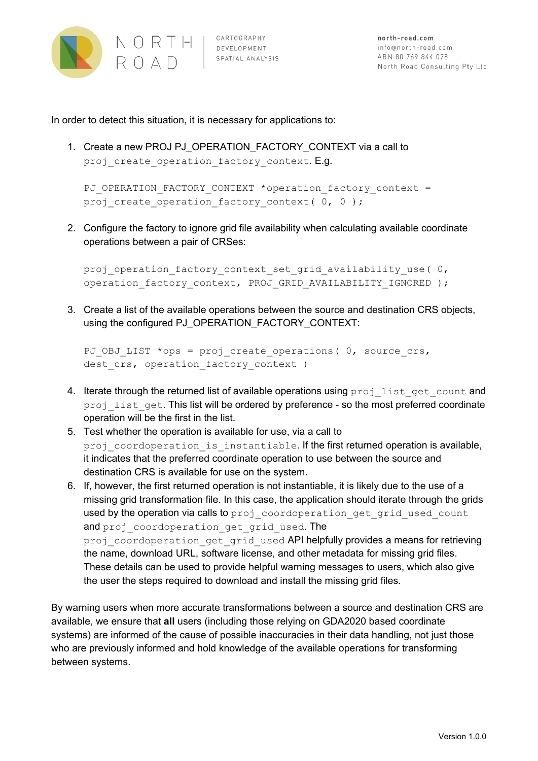In order to detect this situation, it is necessary for applications to:

1. Create a new PROJ PJ_OPERATION_FACTORY_CONTEXT via a call to `proj_create_operation_factory_context`. E.g.

   ```
   PJ_OPERATION_FACTORY_CONTEXT *operation_factory_context =
   proj_create_operation_factory_context( 0, 0 );
   ```

2. Configure the factory to ignore grid file availability when calculating available coordinate operations between a pair of CRSes:

   ```
   proj_operation_factory_context_set_grid_availability_use( 0,
   operation_factory_context, PROJ_GRID_AVAILABILITY_IGNORED );
   ```

3. Create a list of the available operations between the source and destination CRS objects, using the configured PJ_OPERATION_FACTORY_CONTEXT:

   ```
   PJ_OBJ_LIST *ops = proj_create_operations( 0, source_crs,
   dest_crs, operation_factory_context )
   ```

4. Iterate through the returned list of available operations using `proj_list_get_count` and `proj_list_get`. This list will be ordered by preference - so the most preferred coordinate operation will be the first in the list.
5. Test whether the operation is available for use, via a call to `proj_coordoperation_is_instantiable`. If the first returned operation is available, it indicates that the preferred coordinate operation to use between the source and destination CRS is available for use on the system.
6. If, however, the first returned operation is not instantiable, it is likely due to the use of a missing grid transformation file. In this case, the application should iterate through the grids used by the operation via calls to `proj_coordoperation_get_grid_used_count` and `proj_coordoperation_get_grid_used`. The `proj_coordoperation_get_grid_used` API helpfully provides a means for retrieving the name, download URL, software license, and other metadata for missing grid files. These details can be used to provide helpful warning messages to users, which also give the user the steps required to download and install the missing grid files.

By warning users when more accurate transformations between a source and destination CRS are available, we ensure that **all** users (including those relying on GDA2020 based coordinate systems) are informed of the cause of possible inaccuracies in their data handling, not just those who are previously informed and hold knowledge of the available operations for transforming between systems.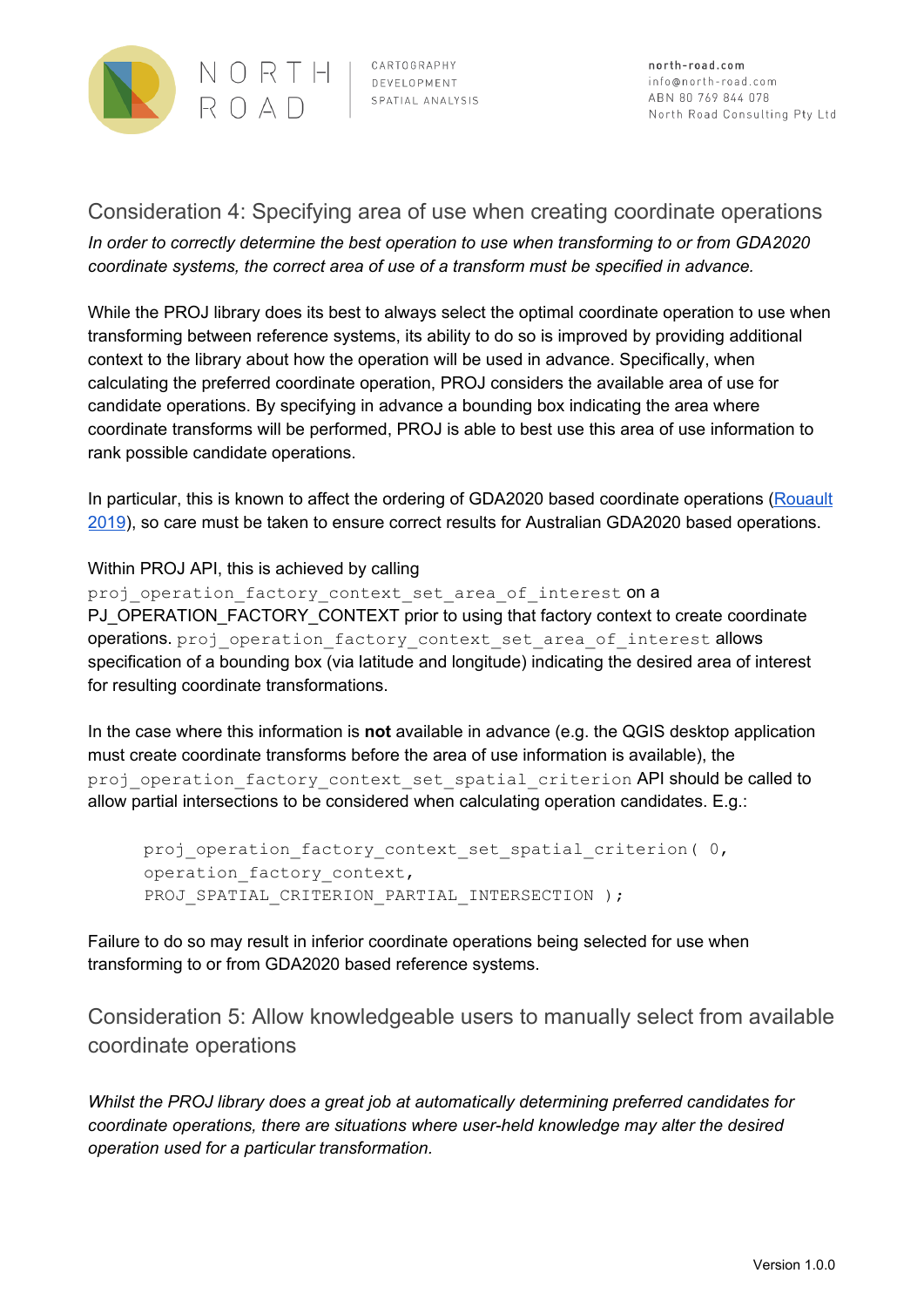## Consideration 4: Specifying area of use when creating coordinate operations

*In order to correctly determine the best operation to use when transforming to or from GDA2020 coordinate systems, the correct area of use of a transform must be specified in advance.*

While the PROJ library does its best to always select the optimal coordinate operation to use when transforming between reference systems, its ability to do so is improved by providing additional context to the library about how the operation will be used in advance. Specifically, when calculating the preferred coordinate operation, PROJ considers the available area of use for candidate operations. By specifying in advance a bounding box indicating the area where coordinate transforms will be performed, PROJ is able to best use this area of use information to rank possible candidate operations.

In particular, this is known to affect the ordering of GDA2020 based coordinate operations (Rouault 2019), so care must be taken to ensure correct results for Australian GDA2020 based operations.

Within PROJ API, this is achieved by calling `proj_operation_factory_context_set_area_of_interest` on a PJ_OPERATION_FACTORY_CONTEXT prior to using that factory context to create coordinate operations. `proj_operation_factory_context_set_area_of_interest` allows specification of a bounding box (via latitude and longitude) indicating the desired area of interest for resulting coordinate transformations.

In the case where this information is **not** available in advance (e.g. the QGIS desktop application must create coordinate transforms before the area of use information is available), the `proj_operation_factory_context_set_spatial_criterion` API should be called to allow partial intersections to be considered when calculating operation candidates. E.g.:

```
proj_operation_factory_context_set_spatial_criterion( 0,
operation_factory_context,
PROJ_SPATIAL_CRITERION_PARTIAL_INTERSECTION );
```

Failure to do so may result in inferior coordinate operations being selected for use when transforming to or from GDA2020 based reference systems.

## Consideration 5: Allow knowledgeable users to manually select from available coordinate operations

*Whilst the PROJ library does a great job at automatically determining preferred candidates for coordinate operations, there are situations where user-held knowledge may alter the desired operation used for a particular transformation.*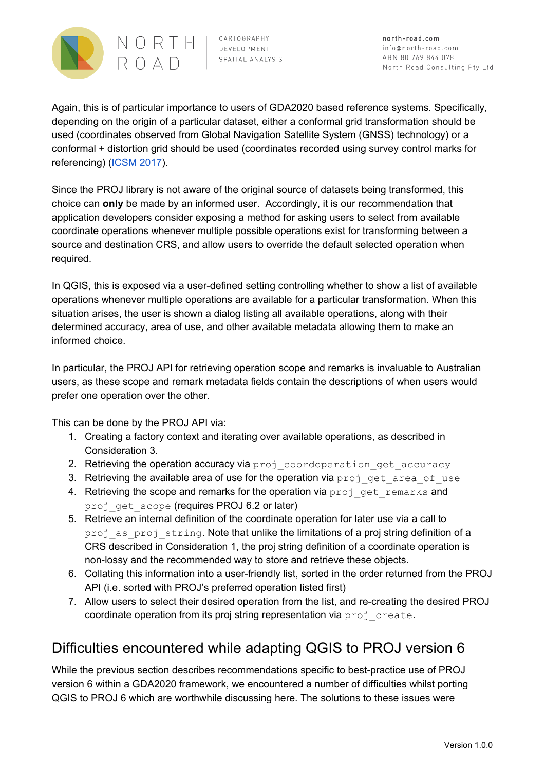Again, this is of particular importance to users of GDA2020 based reference systems. Specifically, depending on the origin of a particular dataset, either a conformal grid transformation should be used (coordinates observed from Global Navigation Satellite System (GNSS) technology) or a conformal + distortion grid should be used (coordinates recorded using survey control marks for referencing) (ICSM 2017).

Since the PROJ library is not aware of the original source of datasets being transformed, this choice can **only** be made by an informed user. Accordingly, it is our recommendation that application developers consider exposing a method for asking users to select from available coordinate operations whenever multiple possible operations exist for transforming between a source and destination CRS, and allow users to override the default selected operation when required.

In QGIS, this is exposed via a user-defined setting controlling whether to show a list of available operations whenever multiple operations are available for a particular transformation. When this situation arises, the user is shown a dialog listing all available operations, along with their determined accuracy, area of use, and other available metadata allowing them to make an informed choice.

In particular, the PROJ API for retrieving operation scope and remarks is invaluable to Australian users, as these scope and remark metadata fields contain the descriptions of when users would prefer one operation over the other.

This can be done by the PROJ API via:

1. Creating a factory context and iterating over available operations, as described in Consideration 3.
2. Retrieving the operation accuracy via `proj_coordoperation_get_accuracy`
3. Retrieving the available area of use for the operation via `proj_get_area_of_use`
4. Retrieving the scope and remarks for the operation via `proj_get_remarks` and `proj_get_scope` (requires PROJ 6.2 or later)
5. Retrieve an internal definition of the coordinate operation for later use via a call to `proj_as_proj_string`. Note that unlike the limitations of a proj string definition of a CRS described in Consideration 1, the proj string definition of a coordinate operation is non-lossy and the recommended way to store and retrieve these objects.
6. Collating this information into a user-friendly list, sorted in the order returned from the PROJ API (i.e. sorted with PROJ's preferred operation listed first)
7. Allow users to select their desired operation from the list, and re-creating the desired PROJ coordinate operation from its proj string representation via `proj_create`.

# Difficulties encountered while adapting QGIS to PROJ version 6

While the previous section describes recommendations specific to best-practice use of PROJ version 6 within a GDA2020 framework, we encountered a number of difficulties whilst porting QGIS to PROJ 6 which are worthwhile discussing here. The solutions to these issues were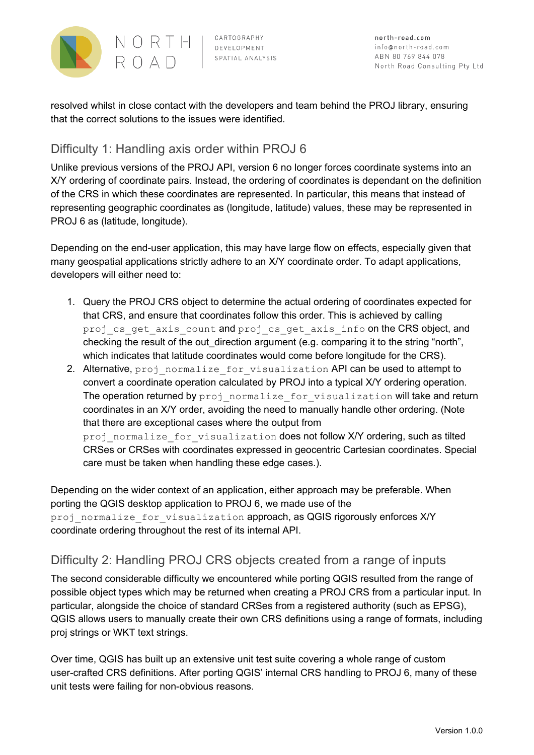resolved whilst in close contact with the developers and team behind the PROJ library, ensuring that the correct solutions to the issues were identified.

## Difficulty 1: Handling axis order within PROJ 6

Unlike previous versions of the PROJ API, version 6 no longer forces coordinate systems into an X/Y ordering of coordinate pairs. Instead, the ordering of coordinates is dependant on the definition of the CRS in which these coordinates are represented. In particular, this means that instead of representing geographic coordinates as (longitude, latitude) values, these may be represented in PROJ 6 as (latitude, longitude).

Depending on the end-user application, this may have large flow on effects, especially given that many geospatial applications strictly adhere to an X/Y coordinate order. To adapt applications, developers will either need to:

1. Query the PROJ CRS object to determine the actual ordering of coordinates expected for that CRS, and ensure that coordinates follow this order. This is achieved by calling `proj_cs_get_axis_count` and `proj_cs_get_axis_info` on the CRS object, and checking the result of the out_direction argument (e.g. comparing it to the string "north", which indicates that latitude coordinates would come before longitude for the CRS).
2. Alternative, `proj_normalize_for_visualization` API can be used to attempt to convert a coordinate operation calculated by PROJ into a typical X/Y ordering operation. The operation returned by `proj_normalize_for_visualization` will take and return coordinates in an X/Y order, avoiding the need to manually handle other ordering. (Note that there are exceptional cases where the output from `proj_normalize_for_visualization` does not follow X/Y ordering, such as tilted CRSes or CRSes with coordinates expressed in geocentric Cartesian coordinates. Special care must be taken when handling these edge cases.).

Depending on the wider context of an application, either approach may be preferable. When porting the QGIS desktop application to PROJ 6, we made use of the `proj_normalize_for_visualization` approach, as QGIS rigorously enforces X/Y coordinate ordering throughout the rest of its internal API.

## Difficulty 2: Handling PROJ CRS objects created from a range of inputs

The second considerable difficulty we encountered while porting QGIS resulted from the range of possible object types which may be returned when creating a PROJ CRS from a particular input. In particular, alongside the choice of standard CRSes from a registered authority (such as EPSG), QGIS allows users to manually create their own CRS definitions using a range of formats, including proj strings or WKT text strings.

Over time, QGIS has built up an extensive unit test suite covering a whole range of custom user-crafted CRS definitions. After porting QGIS' internal CRS handling to PROJ 6, many of these unit tests were failing for non-obvious reasons.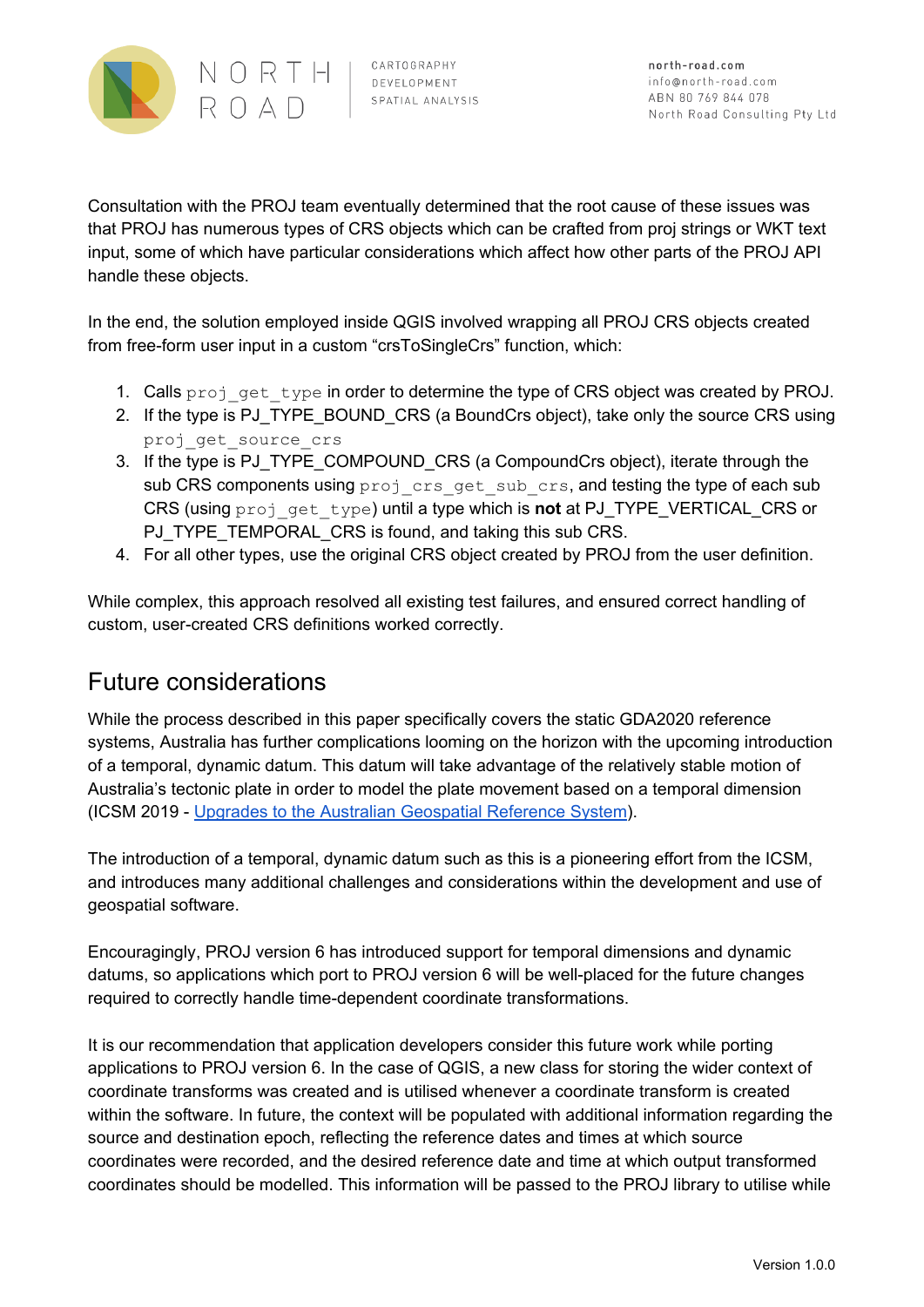Consultation with the PROJ team eventually determined that the root cause of these issues was that PROJ has numerous types of CRS objects which can be crafted from proj strings or WKT text input, some of which have particular considerations which affect how other parts of the PROJ API handle these objects.

In the end, the solution employed inside QGIS involved wrapping all PROJ CRS objects created from free-form user input in a custom “crsToSingleCrs” function, which:

1. Calls `proj_get_type` in order to determine the type of CRS object was created by PROJ.
2. If the type is PJ_TYPE_BOUND_CRS (a BoundCrs object), take only the source CRS using `proj_get_source_crs`
3. If the type is PJ_TYPE_COMPOUND_CRS (a CompoundCrs object), iterate through the sub CRS components using `proj_crs_get_sub_crs`, and testing the type of each sub CRS (using `proj_get_type`) until a type which is **not** at PJ_TYPE_VERTICAL_CRS or PJ_TYPE_TEMPORAL_CRS is found, and taking this sub CRS.
4. For all other types, use the original CRS object created by PROJ from the user definition.

While complex, this approach resolved all existing test failures, and ensured correct handling of custom, user-created CRS definitions worked correctly.

## Future considerations

While the process described in this paper specifically covers the static GDA2020 reference systems, Australia has further complications looming on the horizon with the upcoming introduction of a temporal, dynamic datum. This datum will take advantage of the relatively stable motion of Australia’s tectonic plate in order to model the plate movement based on a temporal dimension (ICSM 2019 - Upgrades to the Australian Geospatial Reference System).

The introduction of a temporal, dynamic datum such as this is a pioneering effort from the ICSM, and introduces many additional challenges and considerations within the development and use of geospatial software.

Encouragingly, PROJ version 6 has introduced support for temporal dimensions and dynamic datums, so applications which port to PROJ version 6 will be well-placed for the future changes required to correctly handle time-dependent coordinate transformations.

It is our recommendation that application developers consider this future work while porting applications to PROJ version 6. In the case of QGIS, a new class for storing the wider context of coordinate transforms was created and is utilised whenever a coordinate transform is created within the software. In future, the context will be populated with additional information regarding the source and destination epoch, reflecting the reference dates and times at which source coordinates were recorded, and the desired reference date and time at which output transformed coordinates should be modelled. This information will be passed to the PROJ library to utilise while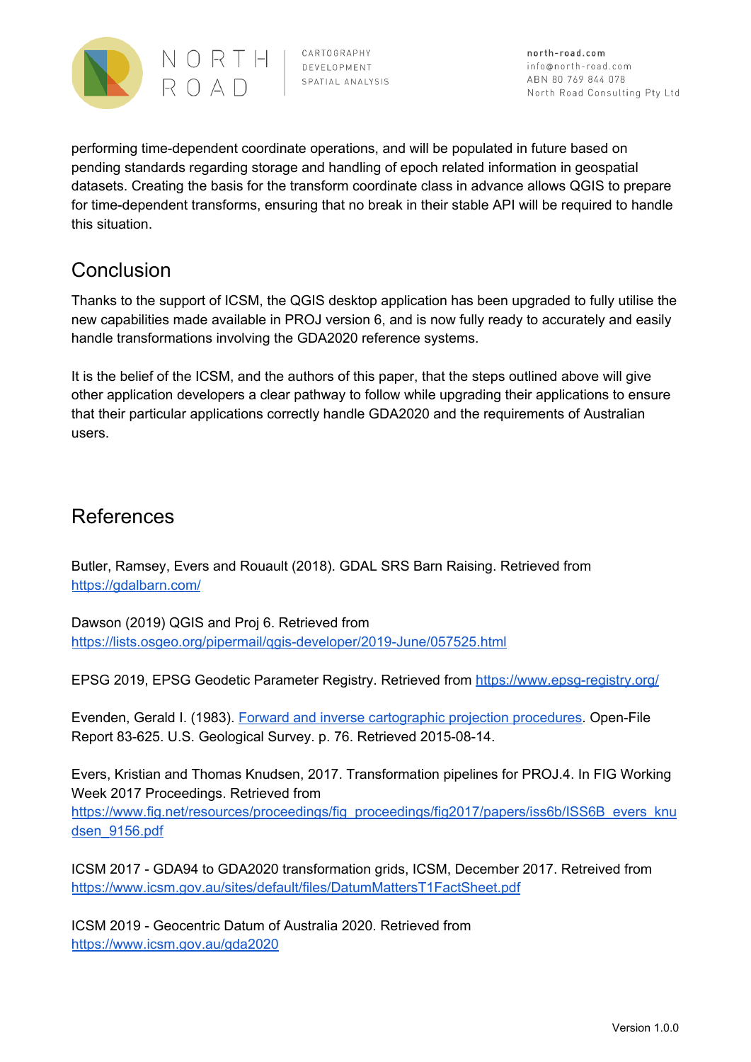performing time-dependent coordinate operations, and will be populated in future based on pending standards regarding storage and handling of epoch related information in geospatial datasets. Creating the basis for the transform coordinate class in advance allows QGIS to prepare for time-dependent transforms, ensuring that no break in their stable API will be required to handle this situation.

## Conclusion

Thanks to the support of ICSM, the QGIS desktop application has been upgraded to fully utilise the new capabilities made available in PROJ version 6, and is now fully ready to accurately and easily handle transformations involving the GDA2020 reference systems.

It is the belief of the ICSM, and the authors of this paper, that the steps outlined above will give other application developers a clear pathway to follow while upgrading their applications to ensure that their particular applications correctly handle GDA2020 and the requirements of Australian users.

## References

Butler, Ramsey, Evers and Rouault (2018). GDAL SRS Barn Raising. Retrieved from https://gdalbarn.com/

Dawson (2019) QGIS and Proj 6. Retrieved from https://lists.osgeo.org/pipermail/qgis-developer/2019-June/057525.html

EPSG 2019, EPSG Geodetic Parameter Registry. Retrieved from https://www.epsg-registry.org/

Evenden, Gerald I. (1983). Forward and inverse cartographic projection procedures. Open-File Report 83-625. U.S. Geological Survey. p. 76. Retrieved 2015-08-14.

Evers, Kristian and Thomas Knudsen, 2017. Transformation pipelines for PROJ.4. In FIG Working Week 2017 Proceedings. Retrieved from https://www.fig.net/resources/proceedings/fig_proceedings/fig2017/papers/iss6b/ISS6B_evers_knudsen_9156.pdf

ICSM 2017 - GDA94 to GDA2020 transformation grids, ICSM, December 2017. Retreived from https://www.icsm.gov.au/sites/default/files/DatumMattersT1FactSheet.pdf

ICSM 2019 - Geocentric Datum of Australia 2020. Retrieved from https://www.icsm.gov.au/gda2020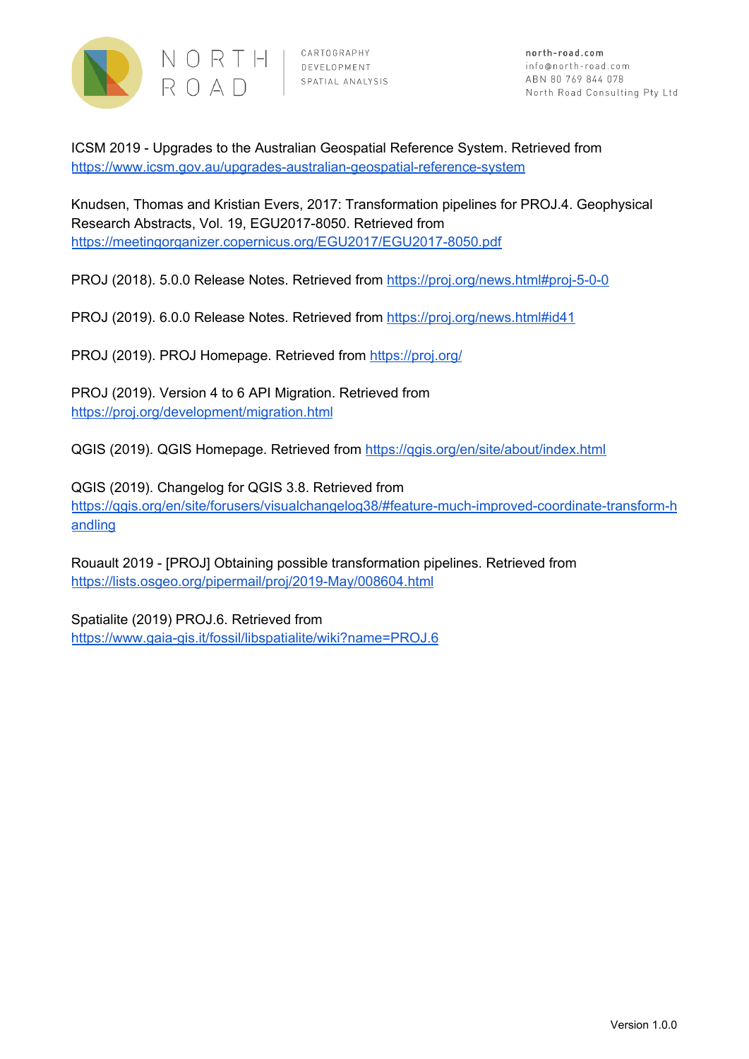ICSM 2019 - Upgrades to the Australian Geospatial Reference System. Retrieved from https://www.icsm.gov.au/upgrades-australian-geospatial-reference-system

Knudsen, Thomas and Kristian Evers, 2017: Transformation pipelines for PROJ.4. Geophysical Research Abstracts, Vol. 19, EGU2017-8050. Retrieved from https://meetingorganizer.copernicus.org/EGU2017/EGU2017-8050.pdf

PROJ (2018). 5.0.0 Release Notes. Retrieved from https://proj.org/news.html#proj-5-0-0

PROJ (2019). 6.0.0 Release Notes. Retrieved from https://proj.org/news.html#id41

PROJ (2019). PROJ Homepage. Retrieved from https://proj.org/

PROJ (2019). Version 4 to 6 API Migration. Retrieved from https://proj.org/development/migration.html

QGIS (2019). QGIS Homepage. Retrieved from https://qgis.org/en/site/about/index.html

QGIS (2019). Changelog for QGIS 3.8. Retrieved from https://qgis.org/en/site/forusers/visualchangelog38/#feature-much-improved-coordinate-transform-handling

Rouault 2019 - [PROJ] Obtaining possible transformation pipelines. Retrieved from https://lists.osgeo.org/pipermail/proj/2019-May/008604.html

Spatialite (2019) PROJ.6. Retrieved from https://www.gaia-gis.it/fossil/libspatialite/wiki?name=PROJ.6